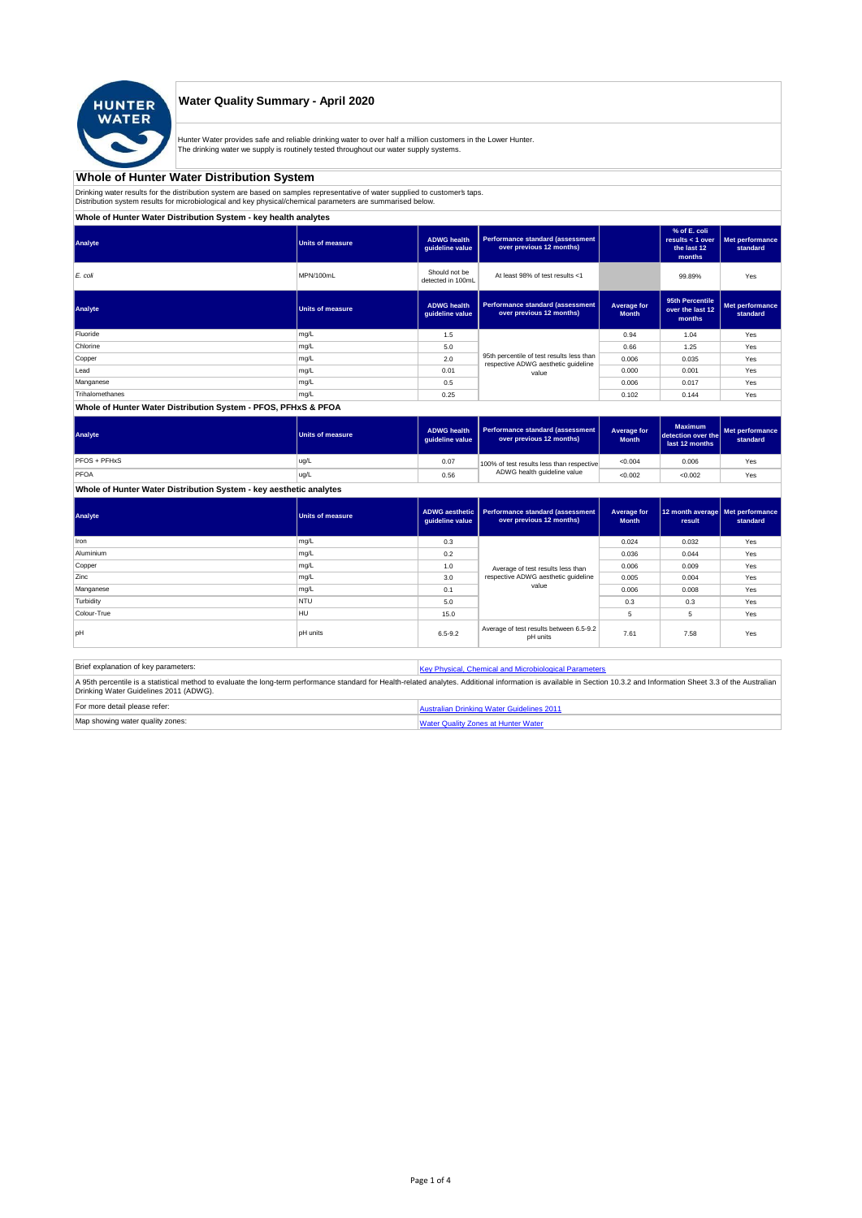# Water Quality Summary - April 2020

Hunter Water provides safe and reliable drinking water to over half a million customers in the Lower Hunter.
The drinking water we supply is routinely tested throughout our water supply systems.

## Whole of Hunter Water Distribution System

Drinking water results for the distribution system are based on samples representative of water supplied to customer's taps.
Distribution system results for microbiological and key physical/chemical parameters are summarised below.

### Whole of Hunter Water Distribution System - key health analytes

| Analyte | Units of measure | ADWG health guideline value | Performance standard (assessment over previous 12 months) | | % of E. coli results < 1 over the last 12 months | Met performance standard |
|---|---|---|---|---|---|---|
| *E. coli* | MPN/100mL | Should not be detected in 100mL | At least 98% of test results <1 | | 99.89% | Yes |

| Analyte | Units of measure | ADWG health guideline value | Performance standard (assessment over previous 12 months) | Average for Month | 95th Percentile over the last 12 months | Met performance standard |
|---|---|---|---|---|---|---|
| Fluoride | mg/L | 1.5 | 95th percentile of test results less than respective ADWG aesthetic guideline value | 0.94 | 1.04 | Yes |
| Chlorine | mg/L | 5.0 | | 0.66 | 1.25 | Yes |
| Copper | mg/L | 2.0 | | 0.006 | 0.035 | Yes |
| Lead | mg/L | 0.01 | | 0.000 | 0.001 | Yes |
| Manganese | mg/L | 0.5 | | 0.006 | 0.017 | Yes |
| Trihalomethanes | mg/L | 0.25 | | 0.102 | 0.144 | Yes |

### Whole of Hunter Water Distribution System - PFOS, PFHxS & PFOA

| Analyte | Units of measure | ADWG health guideline value | Performance standard (assessment over previous 12 months) | Average for Month | Maximum detection over the last 12 months | Met performance standard |
|---|---|---|---|---|---|---|
| PFOS + PFHxS | ug/L | 0.07 | 100% of test results less than respective ADWG health guideline value | <0.004 | 0.006 | Yes |
| PFOA | ug/L | 0.56 | | <0.002 | <0.002 | Yes |

### Whole of Hunter Water Distribution System - key aesthetic analytes

| Analyte | Units of measure | ADWG aesthetic guideline value | Performance standard (assessment over previous 12 months) | Average for Month | 12 month average result | Met performance standard |
|---|---|---|---|---|---|---|
| Iron | mg/L | 0.3 | Average of test results less than respective ADWG aesthetic guideline value | 0.024 | 0.032 | Yes |
| Aluminium | mg/L | 0.2 | | 0.036 | 0.044 | Yes |
| Copper | mg/L | 1.0 | | 0.006 | 0.009 | Yes |
| Zinc | mg/L | 3.0 | | 0.005 | 0.004 | Yes |
| Manganese | mg/L | 0.1 | | 0.006 | 0.008 | Yes |
| Turbidity | NTU | 5.0 | | 0.3 | 0.3 | Yes |
| Colour-True | HU | 15.0 | | 5 | 5 | Yes |
| pH | pH units | 6.5-9.2 | Average of test results between 6.5-9.2 pH units | 7.61 | 7.58 | Yes |

| Brief explanation of key parameters: | Key Physical, Chemical and Microbiological Parameters |
|---|---|
| A 95th percentile is a statistical method to evaluate the long-term performance standard for Health-related analytes. Additional information is available in Section 10.3.2 and Information Sheet 3.3 of the Australian Drinking Water Guidelines 2011 (ADWG). | |
| For more detail please refer: | Australian Drinking Water Guidelines 2011 |
| Map showing water quality zones: | Water Quality Zones at Hunter Water |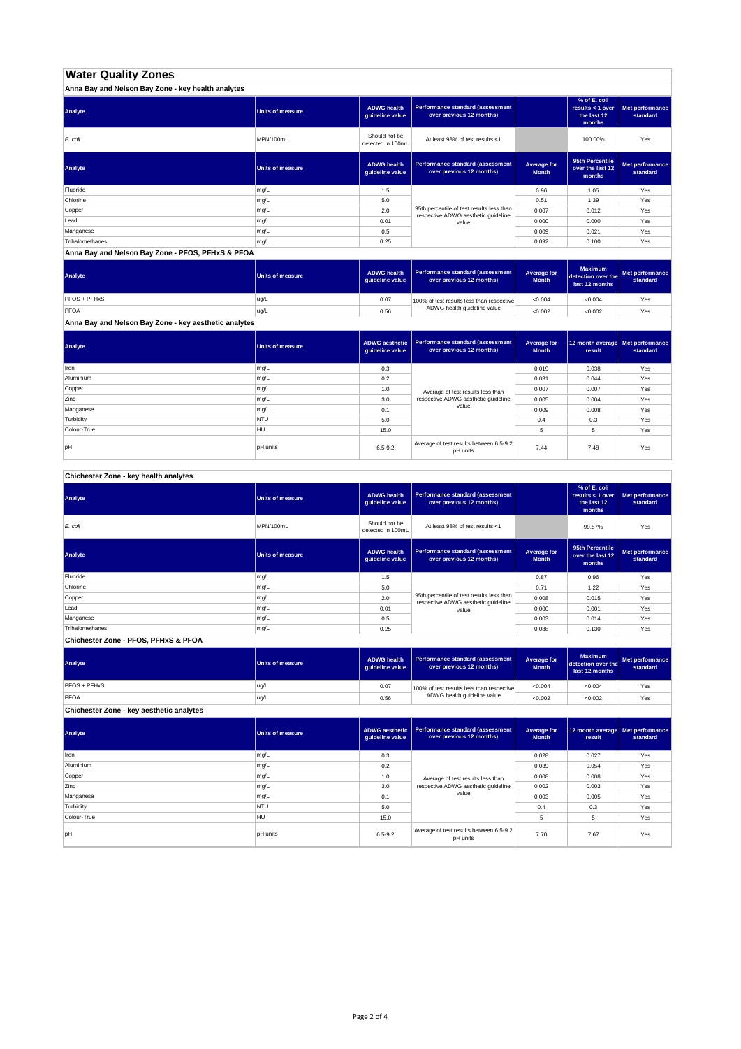# Water Quality Zones

## Anna Bay and Nelson Bay Zone - key health analytes

| Analyte | Units of measure | ADWG health guideline value | Performance standard (assessment over previous 12 months) | | % of E. coli results < 1 over the last 12 months | Met performance standard |
|---|---|---|---|---|---|---|
| *E. coli* | MPN/100mL | Should not be detected in 100mL | At least 98% of test results <1 | | 100.00% | Yes |

| Analyte | Units of measure | ADWG health guideline value | Performance standard (assessment over previous 12 months) | Average for Month | 95th Percentile over the last 12 months | Met performance standard |
|---|---|---|---|---|---|---|
| Fluoride | mg/L | 1.5 | 95th percentile of test results less than respective ADWG aesthetic guideline value | 0.96 | 1.05 | Yes |
| Chlorine | mg/L | 5.0 | | 0.51 | 1.39 | Yes |
| Copper | mg/L | 2.0 | | 0.007 | 0.012 | Yes |
| Lead | mg/L | 0.01 | | 0.000 | 0.000 | Yes |
| Manganese | mg/L | 0.5 | | 0.009 | 0.021 | Yes |
| Trihalomethanes | mg/L | 0.25 | | 0.092 | 0.100 | Yes |

## Anna Bay and Nelson Bay Zone - PFOS, PFHxS & PFOA

| Analyte | Units of measure | ADWG health guideline value | Performance standard (assessment over previous 12 months) | Average for Month | Maximum detection over the last 12 months | Met performance standard |
|---|---|---|---|---|---|---|
| PFOS + PFHxS | ug/L | 0.07 | 100% of test results less than respective ADWG health guideline value | <0.004 | <0.004 | Yes |
| PFOA | ug/L | 0.56 | | <0.002 | <0.002 | Yes |

## Anna Bay and Nelson Bay Zone - key aesthetic analytes

| Analyte | Units of measure | ADWG aesthetic guideline value | Performance standard (assessment over previous 12 months) | Average for Month | 12 month average result | Met performance standard |
|---|---|---|---|---|---|---|
| Iron | mg/L | 0.3 | Average of test results less than respective ADWG aesthetic guideline value | 0.019 | 0.038 | Yes |
| Aluminium | mg/L | 0.2 | | 0.031 | 0.044 | Yes |
| Copper | mg/L | 1.0 | | 0.007 | 0.007 | Yes |
| Zinc | mg/L | 3.0 | | 0.005 | 0.004 | Yes |
| Manganese | mg/L | 0.1 | | 0.009 | 0.008 | Yes |
| Turbidity | NTU | 5.0 | | 0.4 | 0.3 | Yes |
| Colour-True | HU | 15.0 | | 5 | 5 | Yes |
| pH | pH units | 6.5-9.2 | Average of test results between 6.5-9.2 pH units | 7.44 | 7.48 | Yes |

## Chichester Zone - key health analytes

| Analyte | Units of measure | ADWG health guideline value | Performance standard (assessment over previous 12 months) | | % of E. coli results < 1 over the last 12 months | Met performance standard |
|---|---|---|---|---|---|---|
| *E. coli* | MPN/100mL | Should not be detected in 100mL | At least 98% of test results <1 | | 99.57% | Yes |

| Analyte | Units of measure | ADWG health guideline value | Performance standard (assessment over previous 12 months) | Average for Month | 95th Percentile over the last 12 months | Met performance standard |
|---|---|---|---|---|---|---|
| Fluoride | mg/L | 1.5 | 95th percentile of test results less than respective ADWG aesthetic guideline value | 0.87 | 0.96 | Yes |
| Chlorine | mg/L | 5.0 | | 0.71 | 1.22 | Yes |
| Copper | mg/L | 2.0 | | 0.008 | 0.015 | Yes |
| Lead | mg/L | 0.01 | | 0.000 | 0.001 | Yes |
| Manganese | mg/L | 0.5 | | 0.003 | 0.014 | Yes |
| Trihalomethanes | mg/L | 0.25 | | 0.088 | 0.130 | Yes |

## Chichester Zone - PFOS, PFHxS & PFOA

| Analyte | Units of measure | ADWG health guideline value | Performance standard (assessment over previous 12 months) | Average for Month | Maximum detection over the last 12 months | Met performance standard |
|---|---|---|---|---|---|---|
| PFOS + PFHxS | ug/L | 0.07 | 100% of test results less than respective ADWG health guideline value | <0.004 | <0.004 | Yes |
| PFOA | ug/L | 0.56 | | <0.002 | <0.002 | Yes |

## Chichester Zone - key aesthetic analytes

| Analyte | Units of measure | ADWG aesthetic guideline value | Performance standard (assessment over previous 12 months) | Average for Month | 12 month average result | Met performance standard |
|---|---|---|---|---|---|---|
| Iron | mg/L | 0.3 | Average of test results less than respective ADWG aesthetic guideline value | 0.028 | 0.027 | Yes |
| Aluminium | mg/L | 0.2 | | 0.039 | 0.054 | Yes |
| Copper | mg/L | 1.0 | | 0.008 | 0.008 | Yes |
| Zinc | mg/L | 3.0 | | 0.002 | 0.003 | Yes |
| Manganese | mg/L | 0.1 | | 0.003 | 0.005 | Yes |
| Turbidity | NTU | 5.0 | | 0.4 | 0.3 | Yes |
| Colour-True | HU | 15.0 | | 5 | 5 | Yes |
| pH | pH units | 6.5-9.2 | Average of test results between 6.5-9.2 pH units | 7.70 | 7.67 | Yes |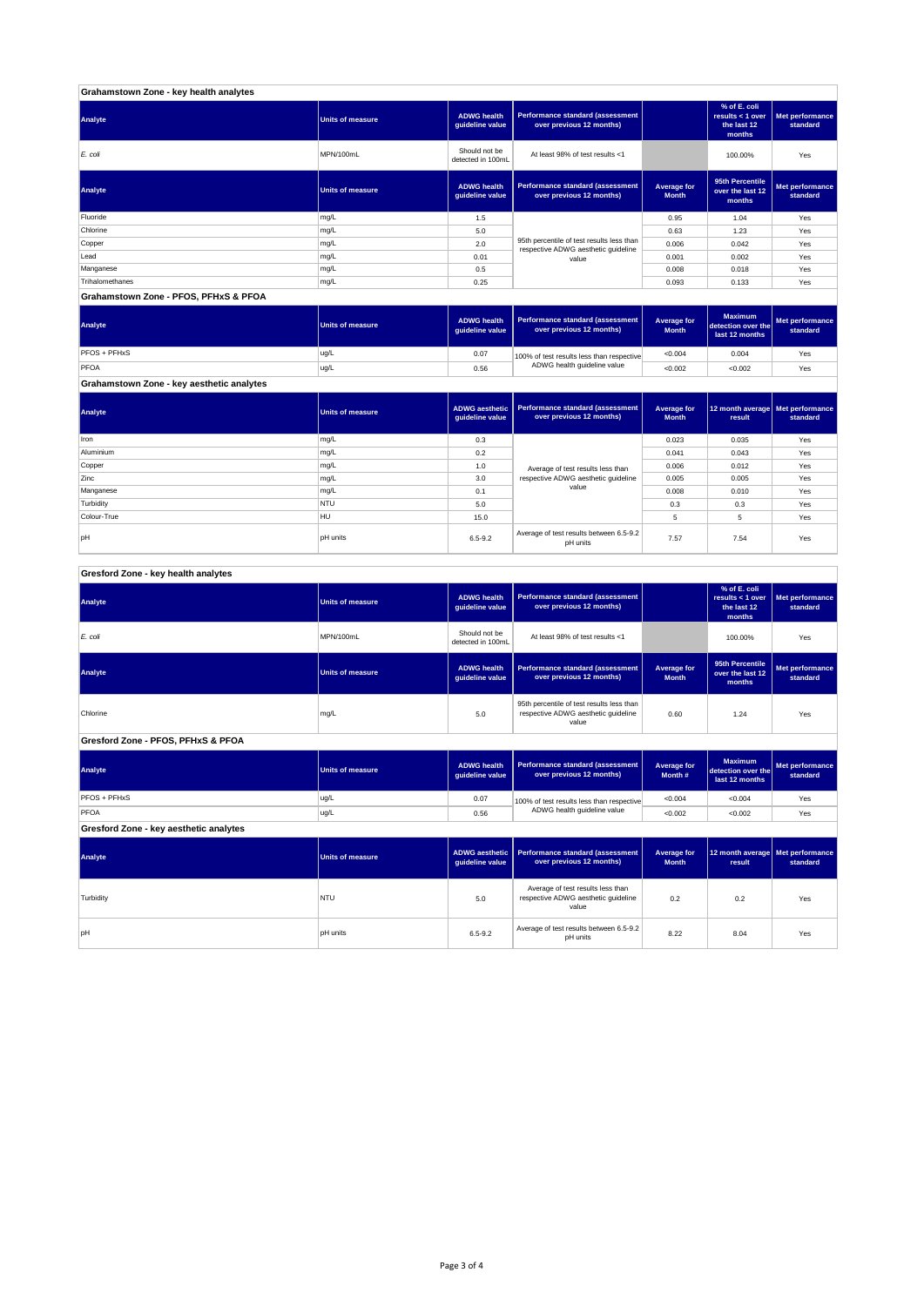## Grahamstown Zone - key health analytes

| Analyte | Units of measure | ADWG health guideline value | Performance standard (assessment over previous 12 months) | | % of E. coli results < 1 over the last 12 months | Met performance standard |
|---|---|---|---|---|---|---|
| *E. coli* | MPN/100mL | Should not be detected in 100mL | At least 98% of test results <1 | | 100.00% | Yes |

| Analyte | Units of measure | ADWG health guideline value | Performance standard (assessment over previous 12 months) | Average for Month | 95th Percentile over the last 12 months | Met performance standard |
|---|---|---|---|---|---|---|
| Fluoride | mg/L | 1.5 | 95th percentile of test results less than respective ADWG aesthetic guideline value | 0.95 | 1.04 | Yes |
| Chlorine | mg/L | 5.0 | | 0.63 | 1.23 | Yes |
| Copper | mg/L | 2.0 | | 0.006 | 0.042 | Yes |
| Lead | mg/L | 0.01 | | 0.001 | 0.002 | Yes |
| Manganese | mg/L | 0.5 | | 0.008 | 0.018 | Yes |
| Trihalomethanes | mg/L | 0.25 | | 0.093 | 0.133 | Yes |

## Grahamstown Zone - PFOS, PFHxS & PFOA

| Analyte | Units of measure | ADWG health guideline value | Performance standard (assessment over previous 12 months) | Average for Month | Maximum detection over the last 12 months | Met performance standard |
|---|---|---|---|---|---|---|
| PFOS + PFHxS | ug/L | 0.07 | 100% of test results less than respective ADWG health guideline value | <0.004 | 0.004 | Yes |
| PFOA | ug/L | 0.56 | | <0.002 | <0.002 | Yes |

## Grahamstown Zone - key aesthetic analytes

| Analyte | Units of measure | ADWG aesthetic guideline value | Performance standard (assessment over previous 12 months) | Average for Month | 12 month average result | Met performance standard |
|---|---|---|---|---|---|---|
| Iron | mg/L | 0.3 | Average of test results less than respective ADWG aesthetic guideline value | 0.023 | 0.035 | Yes |
| Aluminium | mg/L | 0.2 | | 0.041 | 0.043 | Yes |
| Copper | mg/L | 1.0 | | 0.006 | 0.012 | Yes |
| Zinc | mg/L | 3.0 | | 0.005 | 0.005 | Yes |
| Manganese | mg/L | 0.1 | | 0.008 | 0.010 | Yes |
| Turbidity | NTU | 5.0 | | 0.3 | 0.3 | Yes |
| Colour-True | HU | 15.0 | | 5 | 5 | Yes |
| pH | pH units | 6.5-9.2 | Average of test results between 6.5-9.2 pH units | 7.57 | 7.54 | Yes |

## Gresford Zone - key health analytes

| Analyte | Units of measure | ADWG health guideline value | Performance standard (assessment over previous 12 months) | | % of E. coli results < 1 over the last 12 months | Met performance standard |
|---|---|---|---|---|---|---|
| *E. coli* | MPN/100mL | Should not be detected in 100mL | At least 98% of test results <1 | | 100.00% | Yes |

| Analyte | Units of measure | ADWG health guideline value | Performance standard (assessment over previous 12 months) | Average for Month | 95th Percentile over the last 12 months | Met performance standard |
|---|---|---|---|---|---|---|
| Chlorine | mg/L | 5.0 | 95th percentile of test results less than respective ADWG aesthetic guideline value | 0.60 | 1.24 | Yes |

## Gresford Zone - PFOS, PFHxS & PFOA

| Analyte | Units of measure | ADWG health guideline value | Performance standard (assessment over previous 12 months) | Average for Month # | Maximum detection over the last 12 months | Met performance standard |
|---|---|---|---|---|---|---|
| PFOS + PFHxS | ug/L | 0.07 | 100% of test results less than respective ADWG health guideline value | <0.004 | <0.004 | Yes |
| PFOA | ug/L | 0.56 | | <0.002 | <0.002 | Yes |

## Gresford Zone - key aesthetic analytes

| Analyte | Units of measure | ADWG aesthetic guideline value | Performance standard (assessment over previous 12 months) | Average for Month | 12 month average result | Met performance standard |
|---|---|---|---|---|---|---|
| Turbidity | NTU | 5.0 | Average of test results less than respective ADWG aesthetic guideline value | 0.2 | 0.2 | Yes |
| pH | pH units | 6.5-9.2 | Average of test results between 6.5-9.2 pH units | 8.22 | 8.04 | Yes |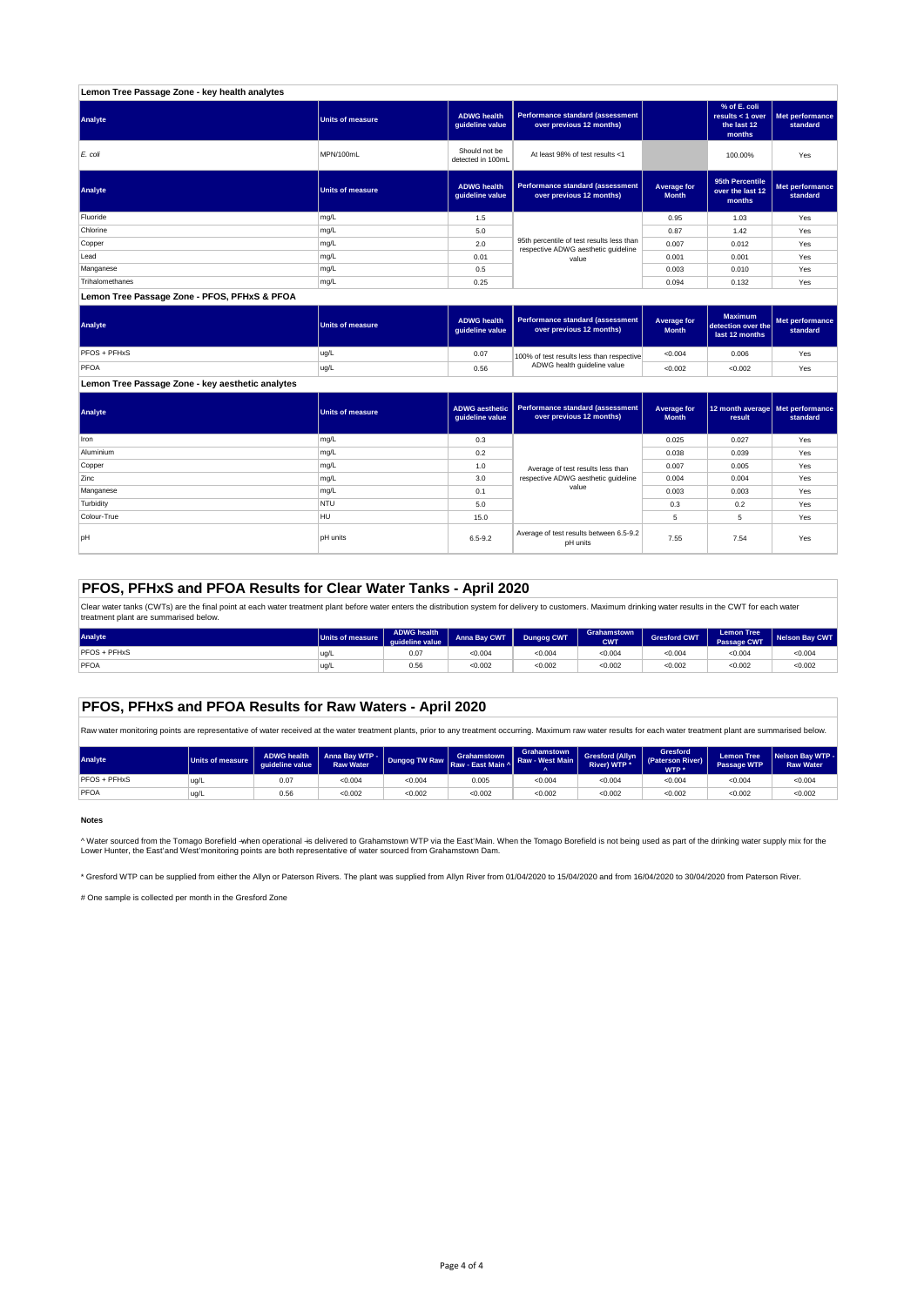## Lemon Tree Passage Zone - key health analytes

| Analyte | Units of measure | ADWG health guideline value | Performance standard (assessment over previous 12 months) | | % of E. coli results < 1 over the last 12 months | Met performance standard |
|---|---|---|---|---|---|---|
| *E. coli* | MPN/100mL | Should not be detected in 100mL | At least 98% of test results <1 | | 100.00% | Yes |

| Analyte | Units of measure | ADWG health guideline value | Performance standard (assessment over previous 12 months) | Average for Month | 95th Percentile over the last 12 months | Met performance standard |
|---|---|---|---|---|---|---|
| Fluoride | mg/L | 1.5 | 95th percentile of test results less than respective ADWG aesthetic guideline value | 0.95 | 1.03 | Yes |
| Chlorine | mg/L | 5.0 | | 0.87 | 1.42 | Yes |
| Copper | mg/L | 2.0 | | 0.007 | 0.012 | Yes |
| Lead | mg/L | 0.01 | | 0.001 | 0.001 | Yes |
| Manganese | mg/L | 0.5 | | 0.003 | 0.010 | Yes |
| Trihalomethanes | mg/L | 0.25 | | 0.094 | 0.132 | Yes |

## Lemon Tree Passage Zone - PFOS, PFHxS & PFOA

| Analyte | Units of measure | ADWG health guideline value | Performance standard (assessment over previous 12 months) | Average for Month | Maximum detection over the last 12 months | Met performance standard |
|---|---|---|---|---|---|---|
| PFOS + PFHxS | ug/L | 0.07 | 100% of test results less than respective ADWG health guideline value | <0.004 | 0.006 | Yes |
| PFOA | ug/L | 0.56 | | <0.002 | <0.002 | Yes |

## Lemon Tree Passage Zone - key aesthetic analytes

| Analyte | Units of measure | ADWG aesthetic guideline value | Performance standard (assessment over previous 12 months) | Average for Month | 12 month average result | Met performance standard |
|---|---|---|---|---|---|---|
| Iron | mg/L | 0.3 | Average of test results less than respective ADWG aesthetic guideline value | 0.025 | 0.027 | Yes |
| Aluminium | mg/L | 0.2 | | 0.038 | 0.039 | Yes |
| Copper | mg/L | 1.0 | | 0.007 | 0.005 | Yes |
| Zinc | mg/L | 3.0 | | 0.004 | 0.004 | Yes |
| Manganese | mg/L | 0.1 | | 0.003 | 0.003 | Yes |
| Turbidity | NTU | 5.0 | | 0.3 | 0.2 | Yes |
| Colour-True | HU | 15.0 | | 5 | 5 | Yes |
| pH | pH units | 6.5-9.2 | Average of test results between 6.5-9.2 pH units | 7.55 | 7.54 | Yes |

## PFOS, PFHxS and PFOA Results for Clear Water Tanks - April 2020

Clear water tanks (CWTs) are the final point at each water treatment plant before water enters the distribution system for delivery to customers. Maximum drinking water results in the CWT for each water treatment plant are summarised below.

| Analyte | Units of measure | ADWG health guideline value | Anna Bay CWT | Dungog CWT | Grahamstown CWT | Gresford CWT | Lemon Tree Passage CWT | Nelson Bay CWT |
|---|---|---|---|---|---|---|---|---|
| PFOS + PFHxS | ug/L | 0.07 | <0.004 | <0.004 | <0.004 | <0.004 | <0.004 | <0.004 |
| PFOA | ug/L | 0.56 | <0.002 | <0.002 | <0.002 | <0.002 | <0.002 | <0.002 |

## PFOS, PFHxS and PFOA Results for Raw Waters - April 2020

Raw water monitoring points are representative of water received at the water treatment plants, prior to any treatment occurring. Maximum raw water results for each water treatment plant are summarised below.

| Analyte | Units of measure | ADWG health guideline value | Anna Bay WTP - Raw Water | Dungog TW Raw | Grahamstown Raw - East Main ^ | Grahamstown Raw - West Main ^ | Gresford (Allyn River) WTP * | Gresford (Paterson River) WTP * | Lemon Tree Passage WTP | Nelson Bay WTP - Raw Water |
|---|---|---|---|---|---|---|---|---|---|---|
| PFOS + PFHxS | ug/L | 0.07 | <0.004 | <0.004 | 0.005 | <0.004 | <0.004 | <0.004 | <0.004 | <0.004 |
| PFOA | ug/L | 0.56 | <0.002 | <0.002 | <0.002 | <0.002 | <0.002 | <0.002 | <0.002 | <0.002 |

**Notes**

^ Water sourced from the Tomago Borefield -when operational -is delivered to Grahamstown WTP via the East'Main. When the Tomago Borefield is not being used as part of the drinking water supply mix for the Lower Hunter, the East'and West'monitoring points are both representative of water sourced from Grahamstown Dam.

* Gresford WTP can be supplied from either the Allyn or Paterson Rivers. The plant was supplied from Allyn River from 01/04/2020 to 15/04/2020 and from 16/04/2020 to 30/04/2020 from Paterson River.

# One sample is collected per month in the Gresford Zone